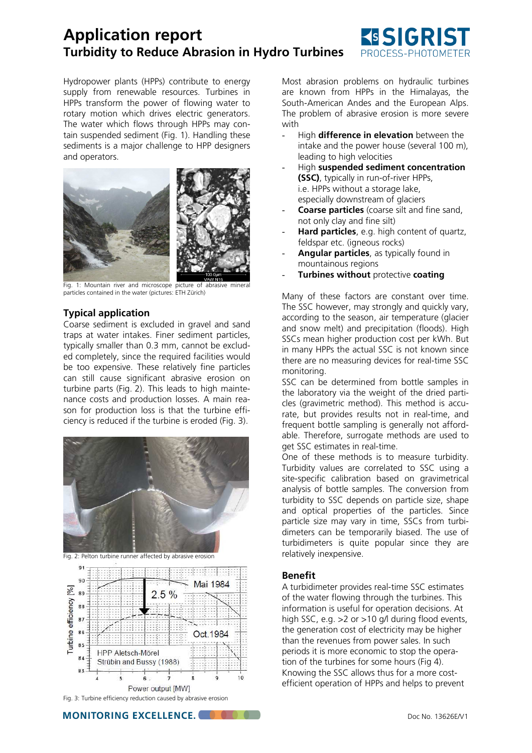# Application report

## Turbidity to Reduce Abrasion in Hydro Turbines

Hydropower plants (HPPs) contribute to energy supply from renewable resources. Turbines in HPPs transform the power of flowing water to rotary motion which drives electric generators. The water which flows through HPPs may contain suspended sediment (Fig. 1). Handling these sediments is a major challenge to HPP designers and operators.

Fig. 1: Mountain river and microscope picture of abrasive mineral particles contained in the water (pictures: ETH Zürich)

### Typical application

Coarse sediment is excluded in gravel and sand traps at water intakes. Finer sediment particles, typically smaller than 0.3 mm, cannot be excluded completely, since the required facilities would be too expensive. These relatively fine particles can still cause significant abrasive erosion on turbine parts (Fig. 2). This leads to high maintenance costs and production losses. A main reason for production loss is that the turbine efficiency is reduced if the turbine is eroded (Fig. 3).

Fig. 2: Pelton turbine runner affected by abrasive erosion

Fig. 3: Turbine efficiency reduction caused by abrasive erosion

Most abrasion problems on hydraulic turbines are known from HPPs in the Himalayas, the South-American Andes and the European Alps. The problem of abrasive erosion is more severe with

- High **difference in elevation** between the intake and the power house (several 100 m), leading to high velocities
- High **suspended sediment concentration (SSC)**, typically in run-of-river HPPs, i.e. HPPs without a storage lake, especially downstream of glaciers
- **Coarse particles** (coarse silt and fine sand, not only clay and fine silt)
- **Hard particles**, e.g. high content of quartz, feldspar etc. (igneous rocks)
- **Angular particles**, as typically found in mountainous regions
- **Turbines without** protective **coating**

Many of these factors are constant over time. The SSC however, may strongly and quickly vary, according to the season, air temperature (glacier and snow melt) and precipitation (floods). High SSCs mean higher production cost per kWh. But in many HPPs the actual SSC is not known since there are no measuring devices for real-time SSC monitoring.

SSC can be determined from bottle samples in the laboratory via the weight of the dried particles (gravimetric method). This method is accurate, but provides results not in real-time, and frequent bottle sampling is generally not affordable. Therefore, surrogate methods are used to get SSC estimates in real-time.

One of these methods is to measure turbidity. Turbidity values are correlated to SSC using a site-specific calibration based on gravimetrical analysis of bottle samples. The conversion from turbidity to SSC depends on particle size, shape and optical properties of the particles. Since particle size may vary in time, SSCs from turbidimeters can be temporarily biased. The use of turbidimeters is quite popular since they are relatively inexpensive.

### Benefit

A turbidimeter provides real-time SSC estimates of the water flowing through the turbines. This information is useful for operation decisions. At high SSC, e.g. >2 or >10 g/l during flood events, the generation cost of electricity may be higher than the revenues from power sales. In such periods it is more economic to stop the operation of the turbines for some hours (Fig 4). Knowing the SSC allows thus for a more cost-efficient operation of HPPs and helps to prevent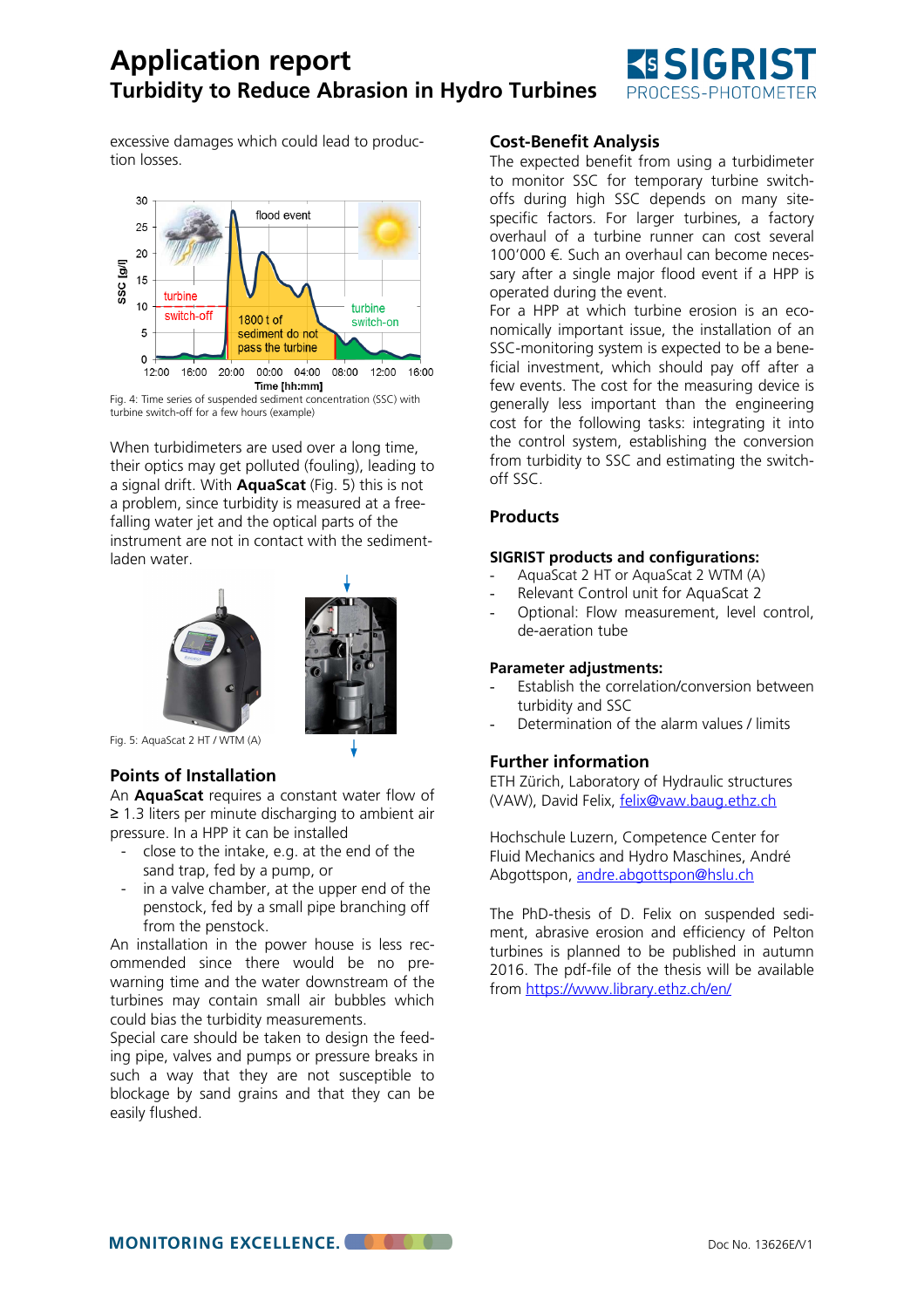excessive damages which could lead to production losses.

30
25
20
15
10
5
0
SSC [g/l]
flood event
turbine switch-off
1800 t of sediment do not pass the turbine
turbine switch-on
12:00 16:00 20:00 00:00 04:00 08:00 12:00 16:00
Time [hh:mm]

Fig. 4: Time series of suspended sediment concentration (SSC) with turbine switch-off for a few hours (example)

When turbidimeters are used over a long time, their optics may get polluted (fouling), leading to a signal drift. With **AquaScat** (Fig. 5) this is not a problem, since turbidity is measured at a free-falling water jet and the optical parts of the instrument are not in contact with the sediment-laden water.

Fig. 5: AquaScat 2 HT / WTM (A)

## Points of Installation

An **AquaScat** requires a constant water flow of ≥ 1.3 liters per minute discharging to ambient air pressure. In a HPP it can be installed

- close to the intake, e.g. at the end of the sand trap, fed by a pump, or
- in a valve chamber, at the upper end of the penstock, fed by a small pipe branching off from the penstock.

An installation in the power house is less recommended since there would be no pre-warning time and the water downstream of the turbines may contain small air bubbles which could bias the turbidity measurements.

Special care should be taken to design the feeding pipe, valves and pumps or pressure breaks in such a way that they are not susceptible to blockage by sand grains and that they can be easily flushed.

## Cost-Benefit Analysis

The expected benefit from using a turbidimeter to monitor SSC for temporary turbine switch-offs during high SSC depends on many site-specific factors. For larger turbines, a factory overhaul of a turbine runner can cost several 100'000 €. Such an overhaul can become necessary after a single major flood event if a HPP is operated during the event.

For a HPP at which turbine erosion is an economically important issue, the installation of an SSC-monitoring system is expected to be a beneficial investment, which should pay off after a few events. The cost for the measuring device is generally less important than the engineering cost for the following tasks: integrating it into the control system, establishing the conversion from turbidity to SSC and estimating the switch-off SSC.

## Products

### SIGRIST products and configurations:

- AquaScat 2 HT or AquaScat 2 WTM (A)
- Relevant Control unit for AquaScat 2
- Optional: Flow measurement, level control, de-aeration tube

### Parameter adjustments:

- Establish the correlation/conversion between turbidity and SSC
- Determination of the alarm values / limits

## Further information

ETH Zürich, Laboratory of Hydraulic structures (VAW), David Felix, felix@vaw.baug.ethz.ch

Hochschule Luzern, Competence Center for Fluid Mechanics and Hydro Maschines, André Abgottspon, andre.abgottspon@hslu.ch

The PhD-thesis of D. Felix on suspended sediment, abrasive erosion and efficiency of Pelton turbines is planned to be published in autumn 2016. The pdf-file of the thesis will be available from https://www.library.ethz.ch/en/